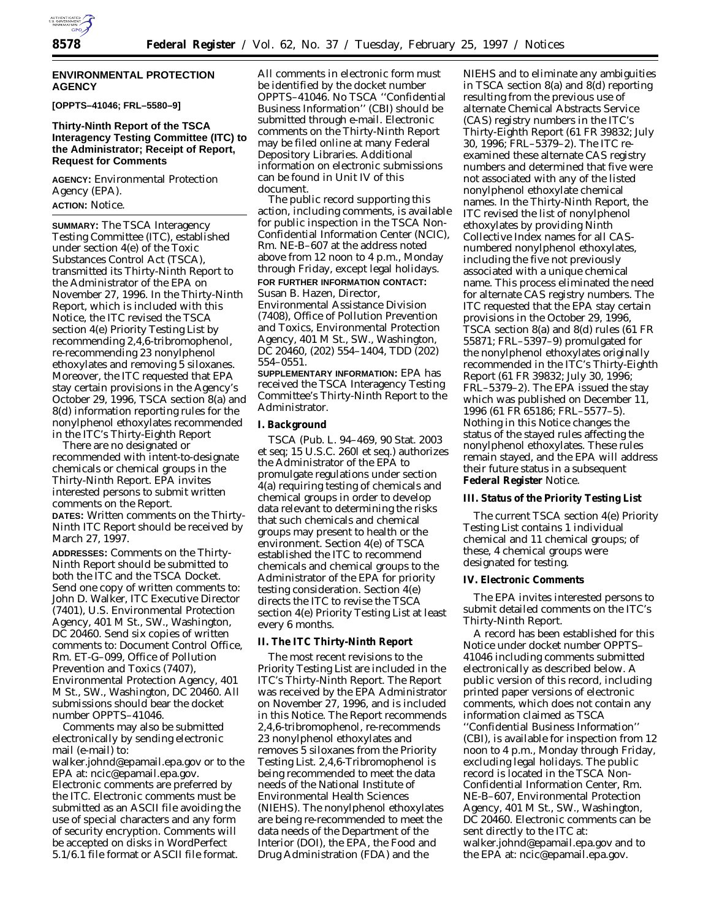## ENVIRONMENTAL PROTECTION AGENCY

**[OPPTS–41046; FRL–5580–9]**

### Thirty-Ninth Report of the TSCA Interagency Testing Committee (ITC) to the Administrator; Receipt of Report, Request for Comments

**AGENCY:** Environmental Protection Agency (EPA).

**ACTION:** Notice.

---

**SUMMARY:** The TSCA Interagency Testing Committee (ITC), established under section 4(e) of the Toxic Substances Control Act (TSCA), transmitted its Thirty-Ninth Report to the Administrator of the EPA on November 27, 1996. In the Thirty-Ninth Report, which is included with this Notice, the ITC revised the TSCA section 4(e) Priority Testing List by recommending 2,4,6-tribromophenol, re-recommending 23 nonylphenol ethoxylates and removing 5 siloxanes. Moreover, the ITC requested that EPA stay certain provisions in the Agency's October 29, 1996, TSCA section 8(a) and 8(d) information reporting rules for the nonylphenol ethoxylates recommended in the ITC's Thirty-Eighth Report

There are no designated or recommended with intent-to-designate chemicals or chemical groups in the Thirty-Ninth Report. EPA invites interested persons to submit written comments on the Report.

**DATES:** Written comments on the Thirty-Ninth ITC Report should be received by March 27, 1997.

**ADDRESSES:** Comments on the Thirty-Ninth Report should be submitted to both the ITC and the TSCA Docket. Send one copy of written comments to: John D. Walker, ITC Executive Director (7401), U.S. Environmental Protection Agency, 401 M St., SW., Washington, DC 20460. Send six copies of written comments to: Document Control Office, Rm. ET-G–099, Office of Pollution Prevention and Toxics (7407), Environmental Protection Agency, 401 M St., SW., Washington, DC 20460. All submissions should bear the docket number OPPTS–41046.

Comments may also be submitted electronically by sending electronic mail (e-mail) to: walker.johnd@epamail.epa.gov or to the EPA at: ncic@epamail.epa.gov. Electronic comments are preferred by the ITC. Electronic comments must be submitted as an ASCII file avoiding the use of special characters and any form of security encryption. Comments will be accepted on disks in WordPerfect 5.1/6.1 file format or ASCII file format. All comments in electronic form must be identified by the docket number OPPTS–41046. No TSCA ''Confidential Business Information'' (CBI) should be submitted through e-mail. Electronic comments on the Thirty-Ninth Report may be filed online at many Federal Depository Libraries. Additional information on electronic submissions can be found in Unit IV of this document.

The public record supporting this action, including comments, is available for public inspection in the TSCA Non-Confidential Information Center (NCIC), Rm. NE-B–607 at the address noted above from 12 noon to 4 p.m., Monday through Friday, except legal holidays.

**FOR FURTHER INFORMATION CONTACT:** Susan B. Hazen, Director, Environmental Assistance Division (7408), Office of Pollution Prevention and Toxics, Environmental Protection Agency, 401 M St., SW., Washington, DC 20460, (202) 554–1404, TDD (202) 554–0551.

**SUPPLEMENTARY INFORMATION:** EPA has received the TSCA Interagency Testing Committee's Thirty-Ninth Report to the Administrator.

### I. Background

TSCA (Pub. L. 94–469, 90 Stat. 2003 et seq; 15 U.S.C. 260l et seq.) authorizes the Administrator of the EPA to promulgate regulations under section 4(a) requiring testing of chemicals and chemical groups in order to develop data relevant to determining the risks that such chemicals and chemical groups may present to health or the environment. Section 4(e) of TSCA established the ITC to recommend chemicals and chemical groups to the Administrator of the EPA for priority testing consideration. Section 4(e) directs the ITC to revise the TSCA section 4(e) Priority Testing List at least every 6 months.

### II. The ITC Thirty-Ninth Report

The most recent revisions to the Priority Testing List are included in the ITC's Thirty-Ninth Report. The Report was received by the EPA Administrator on November 27, 1996, and is included in this Notice. The Report recommends 2,4,6-tribromophenol, re-recommends 23 nonylphenol ethoxylates and removes 5 siloxanes from the Priority Testing List. 2,4,6-Tribromophenol is being recommended to meet the data needs of the National Institute of Environmental Health Sciences (NIEHS). The nonylphenol ethoxylates are being re-recommended to meet the data needs of the Department of the Interior (DOI), the EPA, the Food and Drug Administration (FDA) and the NIEHS and to eliminate any ambiguities in TSCA section 8(a) and 8(d) reporting resulting from the previous use of alternate Chemical Abstracts Service (CAS) registry numbers in the ITC's Thirty-Eighth Report (61 FR 39832; July 30, 1996; FRL–5379–2). The ITC re-examined these alternate CAS registry numbers and determined that five were not associated with any of the listed nonylphenol ethoxylate chemical names. In the Thirty-Ninth Report, the ITC revised the list of nonylphenol ethoxylates by providing Ninth Collective Index names for all CAS-numbered nonylphenol ethoxylates, including the five not previously associated with a unique chemical name. This process eliminated the need for alternate CAS registry numbers. The ITC requested that the EPA stay certain provisions in the October 29, 1996, TSCA section 8(a) and 8(d) rules (61 FR 55871; FRL–5397–9) promulgated for the nonylphenol ethoxylates originally recommended in the ITC's Thirty-Eighth Report (61 FR 39832; July 30, 1996; FRL–5379–2). The EPA issued the stay which was published on December 11, 1996 (61 FR 65186; FRL–5577–5). Nothing in this Notice changes the status of the stayed rules affecting the nonylphenol ethoxylates. These rules remain stayed, and the EPA will address their future status in a subsequent **Federal Register** Notice.

### III. Status of the Priority Testing List

The current TSCA section 4(e) Priority Testing List contains 1 individual chemical and 11 chemical groups; of these, 4 chemical groups were designated for testing.

### IV. Electronic Comments

The EPA invites interested persons to submit detailed comments on the ITC's Thirty-Ninth Report.

A record has been established for this Notice under docket number OPPTS–41046 including comments submitted electronically as described below. A public version of this record, including printed paper versions of electronic comments, which does not contain any information claimed as TSCA ''Confidential Business Information'' (CBI), is available for inspection from 12 noon to 4 p.m., Monday through Friday, excluding legal holidays. The public record is located in the TSCA Non-Confidential Information Center, Rm. NE-B–607, Environmental Protection Agency, 401 M St., SW., Washington, DC 20460. Electronic comments can be sent directly to the ITC at: walker.johnd@epamail.epa.gov and to the EPA at: ncic@epamail.epa.gov.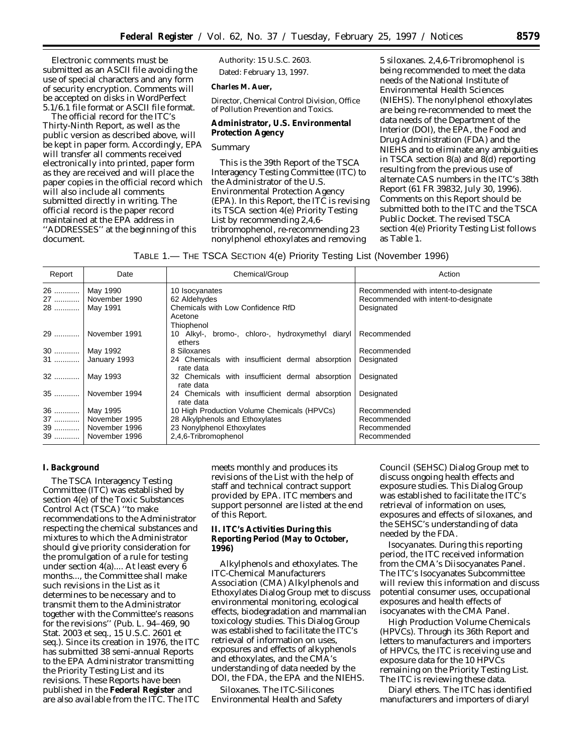Electronic comments must be submitted as an ASCII file avoiding the use of special characters and any form of security encryption. Comments will be accepted on disks in WordPerfect 5.1/6.1 file format or ASCII file format.

The official record for the ITC's Thirty-Ninth Report, as well as the public version as described above, will be kept in paper form. Accordingly, EPA will transfer all comments received electronically into printed, paper form as they are received and will place the paper copies in the official record which will also include all comments submitted directly in writing. The official record is the paper record maintained at the EPA address in ''ADDRESSES'' at the beginning of this document.

Authority: 15 U.S.C. 2603.

Dated: February 13, 1997.

**Charles M. Auer,**

*Director, Chemical Control Division, Office of Pollution Prevention and Toxics.*

**Administrator, U.S. Environmental Protection Agency**

*Summary*

This is the 39th Report of the TSCA Interagency Testing Committee (ITC) to the Administrator of the U.S. Environmental Protection Agency (EPA). In this Report, the ITC is revising its TSCA section 4(e) Priority Testing List by recommending 2,4,6-tribromophenol, re-recommending 23 nonylphenol ethoxylates and removing 5 siloxanes. 2,4,6-Tribromophenol is being recommended to meet the data needs of the National Institute of Environmental Health Sciences (NIEHS). The nonylphenol ethoxylates are being re-recommended to meet the data needs of the Department of the Interior (DOI), the EPA, the Food and Drug Administration (FDA) and the NIEHS and to eliminate any ambiguities in TSCA section 8(a) and 8(d) reporting resulting from the previous use of alternate CAS numbers in the ITC's 38th Report (61 FR 39832, July 30, 1996). Comments on this Report should be submitted both to the ITC and the TSCA Public Docket. The revised TSCA section 4(e) Priority Testing List follows as Table 1.

TABLE 1.— THE TSCA SECTION 4(e) Priority Testing List (November 1996)

| Report | Date | Chemical/Group | Action |
|---|---|---|---|
| 26 | May 1990 | 10 Isocyanates | Recommended with intent-to-designate |
| 27 | November 1990 | 62 Aldehydes | Recommended with intent-to-designate |
| 28 | May 1991 | Chemicals with Low Confidence RfD<br>Acetone<br>Thiophenol | Designated |
| 29 | November 1991 | 10 Alkyl-, bromo-, chloro-, hydroxymethyl diaryl ethers | Recommended |
| 30 | May 1992 | 8 Siloxanes | Recommended |
| 31 | January 1993 | 24 Chemicals with insufficient dermal absorption rate data | Designated |
| 32 | May 1993 | 32 Chemicals with insufficient dermal absorption rate data | Designated |
| 35 | November 1994 | 24 Chemicals with insufficient dermal absorption rate data | Designated |
| 36 | May 1995 | 10 High Production Volume Chemicals (HPVCs) | Recommended |
| 37 | November 1995 | 28 Alkylphenols and Ethoxylates | Recommended |
| 39 | November 1996 | 23 Nonylphenol Ethoxylates | Recommended |
| 39 | November 1996 | 2,4,6-Tribromophenol | Recommended |

**I. Background**

The TSCA Interagency Testing Committee (ITC) was established by section 4(e) of the Toxic Substances Control Act (TSCA) ''to make recommendations to the Administrator respecting the chemical substances and mixtures to which the Administrator should give priority consideration for the promulgation of a rule for testing under section 4(a).... At least every 6 months..., the Committee shall make such revisions in the List as it determines to be necessary and to transmit them to the Administrator together with the Committee's reasons for the revisions'' (Pub. L. 94–469, 90 Stat. 2003 et seq., 15 U.S.C. 2601 et seq.). Since its creation in 1976, the ITC has submitted 38 semi-annual Reports to the EPA Administrator transmitting the Priority Testing List and its revisions. These Reports have been published in the **Federal Register** and are also available from the ITC. The ITC meets monthly and produces its revisions of the List with the help of staff and technical contract support provided by EPA. ITC members and support personnel are listed at the end of this Report.

**II. ITC's Activities During this Reporting Period (May to October, 1996)**

*Alkylphenols and ethoxylates*. The ITC-Chemical Manufacturers Association (CMA) Alkylphenols and Ethoxylates Dialog Group met to discuss environmental monitoring, ecological effects, biodegradation and mammalian toxicology studies. This Dialog Group was established to facilitate the ITC's retrieval of information on uses, exposures and effects of alkyphenols and ethoxylates, and the CMA's understanding of data needed by the DOI, the FDA, the EPA and the NIEHS.

*Siloxanes*. The ITC-Silicones Environmental Health and Safety Council (SEHSC) Dialog Group met to discuss ongoing health effects and exposure studies. This Dialog Group was established to facilitate the ITC's retrieval of information on uses, exposures and effects of siloxanes, and the SEHSC's understanding of data needed by the FDA.

*Isocyanates*. During this reporting period, the ITC received information from the CMA's Diisocyanates Panel. The ITC's Isocyanates Subcommittee will review this information and discuss potential consumer uses, occupational exposures and health effects of isocyanates with the CMA Panel.

*High Production Volume Chemicals (HPVCs)*. Through its 36th Report and letters to manufacturers and importers of HPVCs, the ITC is receiving use and exposure data for the 10 HPVCs remaining on the Priority Testing List. The ITC is reviewing these data.

*Diaryl ethers*. The ITC has identified manufacturers and importers of diaryl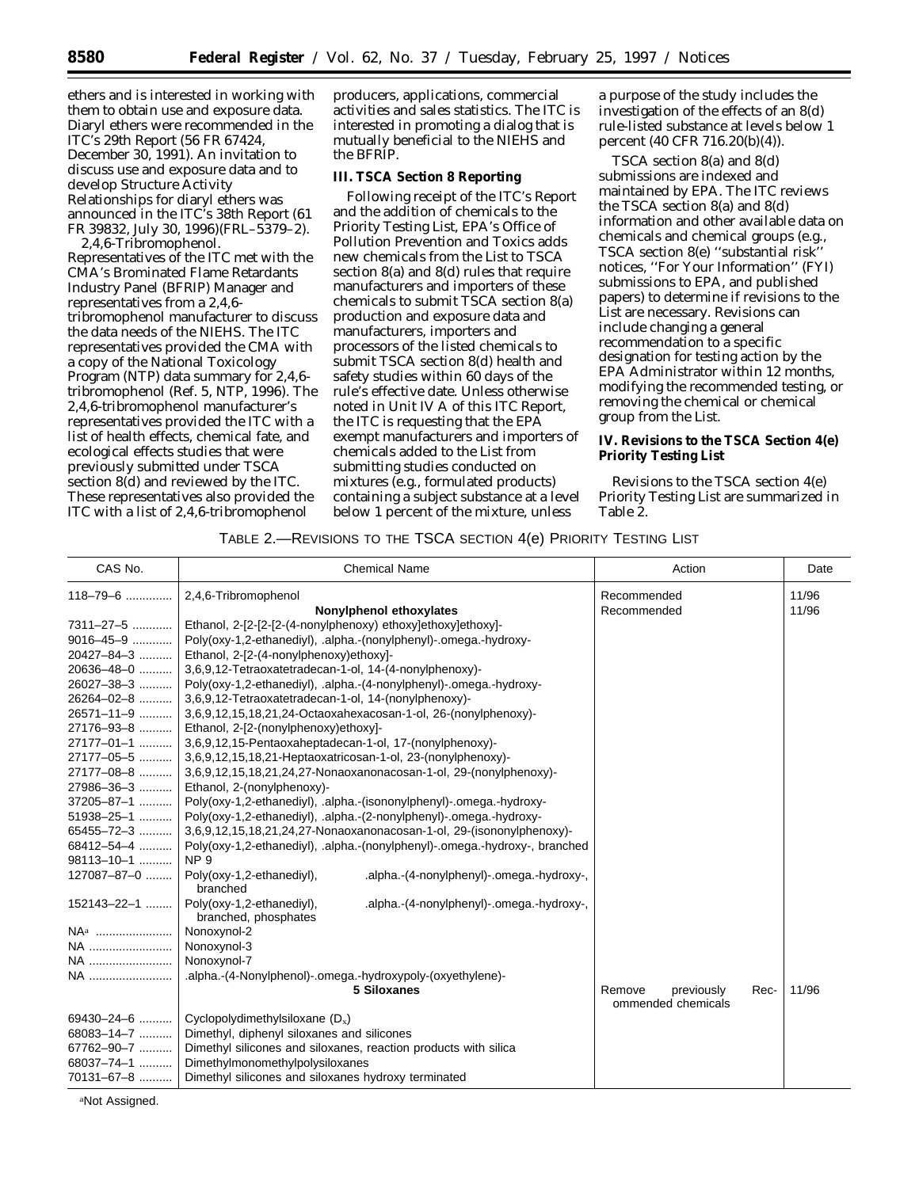ethers and is interested in working with them to obtain use and exposure data. Diaryl ethers were recommended in the ITC's 29th Report (56 FR 67424, December 30, 1991). An invitation to discuss use and exposure data and to develop Structure Activity Relationships for diaryl ethers was announced in the ITC's 38th Report (61 FR 39832, July 30, 1996)(FRL–5379–2).

2,4,6-Tribromophenol. Representatives of the ITC met with the CMA's Brominated Flame Retardants Industry Panel (BFRIP) Manager and representatives from a 2,4,6-tribromophenol manufacturer to discuss the data needs of the NIEHS. The ITC representatives provided the CMA with a copy of the National Toxicology Program (NTP) data summary for 2,4,6-tribromophenol (Ref. 5, NTP, 1996). The 2,4,6-tribromophenol manufacturer's representatives provided the ITC with a list of health effects, chemical fate, and ecological effects studies that were previously submitted under TSCA section 8(d) and reviewed by the ITC. These representatives also provided the ITC with a list of 2,4,6-tribromophenol producers, applications, commercial activities and sales statistics. The ITC is interested in promoting a dialog that is mutually beneficial to the NIEHS and the BFRIP.

## III. TSCA Section 8 Reporting

Following receipt of the ITC's Report and the addition of chemicals to the Priority Testing List, EPA's Office of Pollution Prevention and Toxics adds new chemicals from the List to TSCA section 8(a) and 8(d) rules that require manufacturers and importers of these chemicals to submit TSCA section 8(a) production and exposure data and manufacturers, importers and processors of the listed chemicals to submit TSCA section 8(d) health and safety studies within 60 days of the rule's effective date. Unless otherwise noted in Unit IV A of this ITC Report, the ITC is requesting that the EPA exempt manufacturers and importers of chemicals added to the List from submitting studies conducted on mixtures (e.g., formulated products) containing a subject substance at a level below 1 percent of the mixture, unless a purpose of the study includes the investigation of the effects of an 8(d) rule-listed substance at levels below 1 percent (40 CFR 716.20(b)(4)).

TSCA section 8(a) and 8(d) submissions are indexed and maintained by EPA. The ITC reviews the TSCA section 8(a) and 8(d) information and other available data on chemicals and chemical groups (e.g., TSCA section 8(e) ''substantial risk'' notices, ''For Your Information'' (FYI) submissions to EPA, and published papers) to determine if revisions to the List are necessary. Revisions can include changing a general recommendation to a specific designation for testing action by the EPA Administrator within 12 months, modifying the recommended testing, or removing the chemical or chemical group from the List.

## IV. Revisions to the TSCA Section 4(e) Priority Testing List

Revisions to the TSCA section 4(e) Priority Testing List are summarized in Table 2.

TABLE 2.—REVISIONS TO THE TSCA SECTION 4(e) PRIORITY TESTING LIST

| CAS No. | Chemical Name | Action | Date |
|---|---|---|---|
| 118–79–6 | 2,4,6-Tribromophenol | Recommended | 11/96 |
| | **Nonylphenol ethoxylates** | Recommended | 11/96 |
| 7311–27–5 | Ethanol, 2-[2-[2-[2-(4-nonylphenoxy) ethoxy]ethoxy]ethoxy]- | | |
| 9016–45–9 | Poly(oxy-1,2-ethanediyl), .alpha.-(nonylphenyl)-.omega.-hydroxy- | | |
| 20427–84–3 | Ethanol, 2-[2-(4-nonylphenoxy)ethoxy]- | | |
| 20636–48–0 | 3,6,9,12-Tetraoxatetradecan-1-ol, 14-(4-nonylphenoxy)- | | |
| 26027–38–3 | Poly(oxy-1,2-ethanediyl), .alpha.-(4-nonylphenyl)-.omega.-hydroxy- | | |
| 26264–02–8 | 3,6,9,12-Tetraoxatetradecan-1-ol, 14-(nonylphenoxy)- | | |
| 26571–11–9 | 3,6,9,12,15,18,21,24-Octaoxahexacosan-1-ol, 26-(nonylphenoxy)- | | |
| 27176–93–8 | Ethanol, 2-[2-(nonylphenoxy)ethoxy]- | | |
| 27177–01–1 | 3,6,9,12,15-Pentaoxaheptadecan-1-ol, 17-(nonylphenoxy)- | | |
| 27177–05–5 | 3,6,9,12,15,18,21-Heptaoxatricosan-1-ol, 23-(nonylphenoxy)- | | |
| 27177–08–8 | 3,6,9,12,15,18,21,24,27-Nonaoxanonacosan-1-ol, 29-(nonylphenoxy)- | | |
| 27986–36–3 | Ethanol, 2-(nonylphenoxy)- | | |
| 37205–87–1 | Poly(oxy-1,2-ethanediyl), .alpha.-(isononylphenyl)-.omega.-hydroxy- | | |
| 51938–25–1 | Poly(oxy-1,2-ethanediyl), .alpha.-(2-nonylphenyl)-.omega.-hydroxy- | | |
| 65455–72–3 | 3,6,9,12,15,18,21,24,27-Nonaoxanonacosan-1-ol, 29-(isononylphenoxy)- | | |
| 68412–54–4 | Poly(oxy-1,2-ethanediyl), .alpha.-(nonylphenyl)-.omega.-hydroxy-, branched | | |
| 98113–10–1 | NP 9 | | |
| 127087–87–0 | Poly(oxy-1,2-ethanediyl), .alpha.-(4-nonylphenyl)-.omega.-hydroxy-, branched | | |
| 152143–22–1 | Poly(oxy-1,2-ethanediyl), .alpha.-(4-nonylphenyl)-.omega.-hydroxy-, branched, phosphates | | |
| NA[a] | Nonoxynol-2 | | |
| NA | Nonoxynol-3 | | |
| NA | Nonoxynol-7 | | |
| NA | .alpha.-(4-Nonylphenol)-.omega.-hydroxypoly-(oxyethylene)- | | |
| | **5 Siloxanes** | Remove previously Recommended chemicals | 11/96 |
| 69430–24–6 | Cyclopolydimethylsiloxane ($D_x$) | | |
| 68083–14–7 | Dimethyl, diphenyl siloxanes and silicones | | |
| 67762–90–7 | Dimethyl silicones and siloxanes, reaction products with silica | | |
| 68037–74–1 | Dimethylmonomethylpolysiloxanes | | |
| 70131–67–8 | Dimethyl silicones and siloxanes hydroxy terminated | | |

[a]Not Assigned.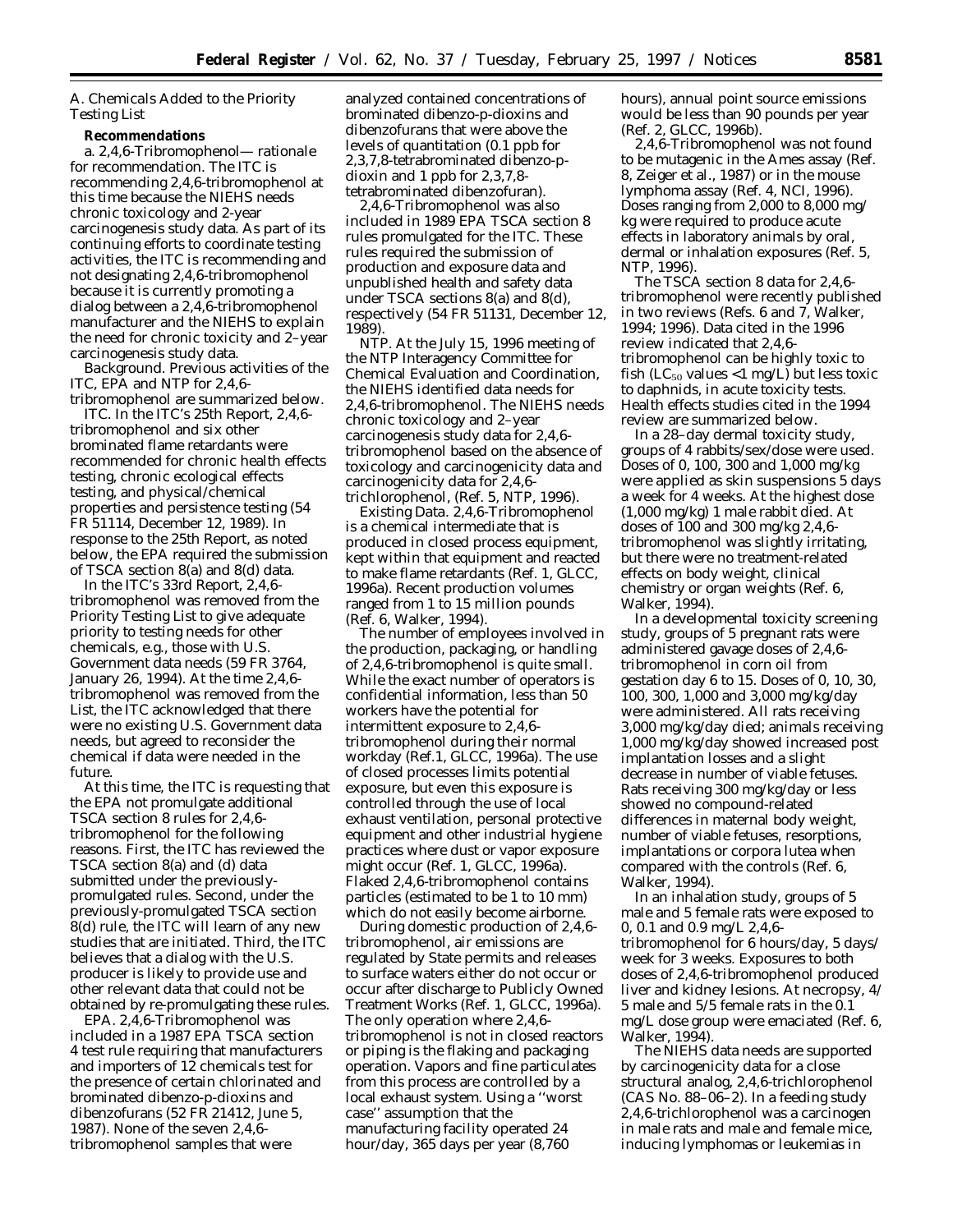A. Chemicals Added to the Priority Testing List

**Recommendations**

a. *2,4,6-Tribromophenol*— rationale for recommendation. The ITC is recommending 2,4,6-tribromophenol at this time because the NIEHS needs chronic toxicology and 2-year carcinogenesis study data. As part of its continuing efforts to coordinate testing activities, the ITC is recommending and not designating 2,4,6-tribromophenol because it is currently promoting a dialog between a 2,4,6-tribromophenol manufacturer and the NIEHS to explain the need for chronic toxicity and 2–year carcinogenesis study data.

*Background*. Previous activities of the ITC, EPA and NTP for 2,4,6-tribromophenol are summarized below.

*ITC*. In the ITC's 25th Report, 2,4,6-tribromophenol and six other brominated flame retardants were recommended for chronic health effects testing, chronic ecological effects testing, and physical/chemical properties and persistence testing (54 FR 51114, December 12, 1989). In response to the 25th Report, as noted below, the EPA required the submission of TSCA section 8(a) and 8(d) data.

In the ITC's 33rd Report, 2,4,6-tribromophenol was removed from the Priority Testing List to give adequate priority to testing needs for other chemicals, e.g., those with U.S. Government data needs (59 FR 3764, January 26, 1994). At the time 2,4,6-tribromophenol was removed from the List, the ITC acknowledged that there were no existing U.S. Government data needs, but agreed to reconsider the chemical if data were needed in the future.

At this time, the ITC is requesting that the EPA not promulgate additional TSCA section 8 rules for 2,4,6-tribromophenol for the following reasons. First, the ITC has reviewed the TSCA section 8(a) and (d) data submitted under the previously-promulgated rules. Second, under the previously-promulgated TSCA section 8(d) rule, the ITC will learn of any new studies that are initiated. Third, the ITC believes that a dialog with the U.S. producer is likely to provide use and other relevant data that could not be obtained by re-promulgating these rules.

*EPA*. 2,4,6-Tribromophenol was included in a 1987 EPA TSCA section 4 test rule requiring that manufacturers and importers of 12 chemicals test for the presence of certain chlorinated and brominated dibenzo-p-dioxins and dibenzofurans (52 FR 21412, June 5, 1987). None of the seven 2,4,6-tribromophenol samples that were analyzed contained concentrations of brominated dibenzo-p-dioxins and dibenzofurans that were above the levels of quantitation (0.1 ppb for 2,3,7,8-tetrabrominated dibenzo-p-dioxin and 1 ppb for 2,3,7,8-tetrabrominated dibenzofuran).

2,4,6-Tribromophenol was also included in 1989 EPA TSCA section 8 rules promulgated for the ITC. These rules required the submission of production and exposure data and unpublished health and safety data under TSCA sections 8(a) and 8(d), respectively (54 FR 51131, December 12, 1989).

*NTP*. At the July 15, 1996 meeting of the NTP Interagency Committee for Chemical Evaluation and Coordination, the NIEHS identified data needs for 2,4,6-tribromophenol. The NIEHS needs chronic toxicology and 2–year carcinogenesis study data for 2,4,6-tribromophenol based on the absence of toxicology and carcinogenicity data and carcinogenicity data for 2,4,6-trichlorophenol, (Ref. 5, NTP, 1996).

*Existing Data*. 2,4,6-Tribromophenol is a chemical intermediate that is produced in closed process equipment, kept within that equipment and reacted to make flame retardants (Ref. 1, GLCC, 1996a). Recent production volumes ranged from 1 to 15 million pounds (Ref. 6, Walker, 1994).

The number of employees involved in the production, packaging, or handling of 2,4,6-tribromophenol is quite small. While the exact number of operators is confidential information, less than 50 workers have the potential for intermittent exposure to 2,4,6-tribromophenol during their normal workday (Ref.1, GLCC, 1996a). The use of closed processes limits potential exposure, but even this exposure is controlled through the use of local exhaust ventilation, personal protective equipment and other industrial hygiene practices where dust or vapor exposure might occur (Ref. 1, GLCC, 1996a). Flaked 2,4,6-tribromophenol contains particles (estimated to be 1 to 10 mm) which do not easily become airborne.

During domestic production of 2,4,6-tribromophenol, air emissions are regulated by State permits and releases to surface waters either do not occur or occur after discharge to Publicly Owned Treatment Works (Ref. 1, GLCC, 1996a). The only operation where 2,4,6-tribromophenol is not in closed reactors or piping is the flaking and packaging operation. Vapors and fine particulates from this process are controlled by a local exhaust system. Using a ''worst case'' assumption that the manufacturing facility operated 24 hour/day, 365 days per year (8,760 hours), annual point source emissions would be less than 90 pounds per year (Ref. 2, GLCC, 1996b).

2,4,6-Tribromophenol was not found to be mutagenic in the Ames assay (Ref. 8, Zeiger et al., 1987) or in the mouse lymphoma assay (Ref. 4, NCI, 1996). Doses ranging from 2,000 to 8,000 mg/kg were required to produce acute effects in laboratory animals by oral, dermal or inhalation exposures (Ref. 5, NTP, 1996).

The TSCA section 8 data for 2,4,6-tribromophenol were recently published in two reviews (Refs. 6 and 7, Walker, 1994; 1996). Data cited in the 1996 review indicated that 2,4,6-tribromophenol can be highly toxic to fish ($LC_{50}$ values <1 mg/L) but less toxic to daphnids, in acute toxicity tests. Health effects studies cited in the 1994 review are summarized below.

In a 28–day dermal toxicity study, groups of 4 rabbits/sex/dose were used. Doses of 0, 100, 300 and 1,000 mg/kg were applied as skin suspensions 5 days a week for 4 weeks. At the highest dose (1,000 mg/kg) 1 male rabbit died. At doses of 100 and 300 mg/kg 2,4,6-tribromophenol was slightly irritating, but there were no treatment-related effects on body weight, clinical chemistry or organ weights (Ref. 6, Walker, 1994).

In a developmental toxicity screening study, groups of 5 pregnant rats were administered gavage doses of 2,4,6-tribromophenol in corn oil from gestation day 6 to 15. Doses of 0, 10, 30, 100, 300, 1,000 and 3,000 mg/kg/day were administered. All rats receiving 3,000 mg/kg/day died; animals receiving 1,000 mg/kg/day showed increased post implantation losses and a slight decrease in number of viable fetuses. Rats receiving 300 mg/kg/day or less showed no compound-related differences in maternal body weight, number of viable fetuses, resorptions, implantations or corpora lutea when compared with the controls (Ref. 6, Walker, 1994).

In an inhalation study, groups of 5 male and 5 female rats were exposed to 0, 0.1 and 0.9 mg/L 2,4,6-tribromophenol for 6 hours/day, 5 days/week for 3 weeks. Exposures to both doses of 2,4,6-tribromophenol produced liver and kidney lesions. At necropsy, 4/5 male and 5/5 female rats in the 0.1 mg/L dose group were emaciated (Ref. 6, Walker, 1994).

The NIEHS data needs are supported by carcinogenicity data for a close structural analog, 2,4,6-trichlorophenol (CAS No. 88–06–2). In a feeding study 2,4,6-trichlorophenol was a carcinogen in male rats and male and female mice, inducing lymphomas or leukemias in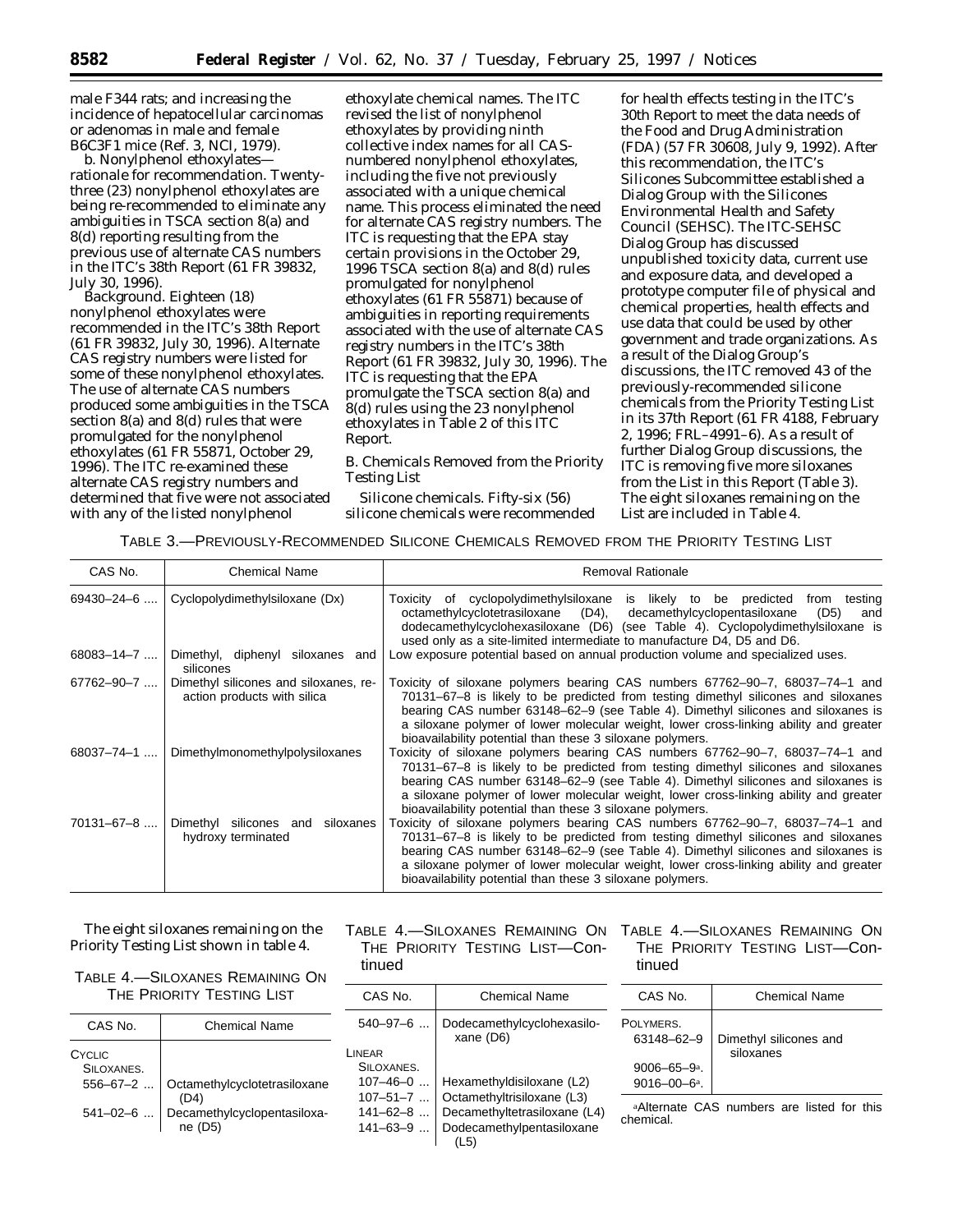male F344 rats; and increasing the incidence of hepatocellular carcinomas or adenomas in male and female B6C3F1 mice (Ref. 3, NCI, 1979).

b. *Nonylphenol ethoxylates—rationale for recommendation*. Twenty-three (23) nonylphenol ethoxylates are being re-recommended to eliminate any ambiguities in TSCA section 8(a) and 8(d) reporting resulting from the previous use of alternate CAS numbers in the ITC's 38th Report (61 FR 39832, July 30, 1996).

*Background*. Eighteen (18) nonylphenol ethoxylates were recommended in the ITC's 38th Report (61 FR 39832, July 30, 1996). Alternate CAS registry numbers were listed for some of these nonylphenol ethoxylates. The use of alternate CAS numbers produced some ambiguities in the TSCA section 8(a) and 8(d) rules that were promulgated for the nonylphenol ethoxylates (61 FR 55871, October 29, 1996). The ITC re-examined these alternate CAS registry numbers and determined that five were not associated with any of the listed nonylphenol ethoxylate chemical names. The ITC revised the list of nonylphenol ethoxylates by providing ninth collective index names for all CAS-numbered nonylphenol ethoxylates, including the five not previously associated with a unique chemical name. This process eliminated the need for alternate CAS registry numbers. The ITC is requesting that the EPA stay certain provisions in the October 29, 1996 TSCA section 8(a) and 8(d) rules promulgated for nonylphenol ethoxylates (61 FR 55871) because of ambiguities in reporting requirements associated with the use of alternate CAS registry numbers in the ITC's 38th Report (61 FR 39832, July 30, 1996). The ITC is requesting that the EPA promulgate the TSCA section 8(a) and 8(d) rules using the 23 nonylphenol ethoxylates in Table 2 of this ITC Report.

### B. Chemicals Removed from the Priority Testing List

*Silicone chemicals*. Fifty-six (56) silicone chemicals were recommended for health effects testing in the ITC's 30th Report to meet the data needs of the Food and Drug Administration (FDA) (57 FR 30608, July 9, 1992). After this recommendation, the ITC's Silicones Subcommittee established a Dialog Group with the Silicones Environmental Health and Safety Council (SEHSC). The ITC-SEHSC Dialog Group has discussed unpublished toxicity data, current use and exposure data, and developed a prototype computer file of physical and chemical properties, health effects and use data that could be used by other government and trade organizations. As a result of the Dialog Group's discussions, the ITC removed 43 of the previously-recommended silicone chemicals from the Priority Testing List in its 37th Report (61 FR 4188, February 2, 1996; FRL–4991–6). As a result of further Dialog Group discussions, the ITC is removing five more siloxanes from the List in this Report (Table 3). The eight siloxanes remaining on the List are included in Table 4.

TABLE 3.—PREVIOUSLY-RECOMMENDED SILICONE CHEMICALS REMOVED FROM THE PRIORITY TESTING LIST

| CAS No. | Chemical Name | Removal Rationale |
|---|---|---|
| 69430–24–6 .... | Cyclopolydimethylsiloxane (Dx) | Toxicity of cyclopolydimethylsiloxane is likely to be predicted from testing octamethylcyclotetrasiloxane (D4), decamethylcyclopentasiloxane (D5) and dodecamethylcyclohexasiloxane (D6) (see Table 4). Cyclopolydimethylsiloxane is used only as a site-limited intermediate to manufacture D4, D5 and D6. |
| 68083–14–7 .... | Dimethyl, diphenyl siloxanes and silicones | Low exposure potential based on annual production volume and specialized uses. |
| 67762–90–7 .... | Dimethyl silicones and siloxanes, reaction products with silica | Toxicity of siloxane polymers bearing CAS numbers 67762–90–7, 68037–74–1 and 70131–67–8 is likely to be predicted from testing dimethyl silicones and siloxanes bearing CAS number 63148–62–9 (see Table 4). Dimethyl silicones and siloxanes is a siloxane polymer of lower molecular weight, lower cross-linking ability and greater bioavailability potential than these 3 siloxane polymers. |
| 68037–74–1 .... | Dimethylmonomethylpolysiloxanes | Toxicity of siloxane polymers bearing CAS numbers 67762–90–7, 68037–74–1 and 70131–67–8 is likely to be predicted from testing dimethyl silicones and siloxanes bearing CAS number 63148–62–9 (see Table 4). Dimethyl silicones and siloxanes is a siloxane polymer of lower molecular weight, lower cross-linking ability and greater bioavailability potential than these 3 siloxane polymers. |
| 70131–67–8 .... | Dimethyl silicones and siloxanes hydroxy terminated | Toxicity of siloxane polymers bearing CAS numbers 67762–90–7, 68037–74–1 and 70131–67–8 is likely to be predicted from testing dimethyl silicones and siloxanes bearing CAS number 63148–62–9 (see Table 4). Dimethyl silicones and siloxanes is a siloxane polymer of lower molecular weight, lower cross-linking ability and greater bioavailability potential than these 3 siloxane polymers. |

The eight siloxanes remaining on the Priority Testing List shown in table 4.

TABLE 4.—SILOXANES REMAINING ON THE PRIORITY TESTING LIST

| CAS No. | Chemical Name |
|---|---|
| CYCLIC SILOXANES. | |
| 556–67–2 ... | Octamethylcyclotetrasiloxane (D4) |
| 541–02–6 ... | Decamethylcyclopentasiloxane (D5) |
| 540–97–6 ... | Dodecamethylcyclohexasiloxane (D6) |
| LINEAR SILOXANES. | |
| 107–46–0 ... | Hexamethyldisiloxane (L2) |
| 107–51–7 ... | Octamethyltrisiloxane (L3) |
| 141–62–8 ... | Decamethyltetrasiloxane (L4) |
| 141–63–9 ... | Dodecamethylpentasiloxane (L5) |
| POLYMERS. | |
| 63148–62–9 | Dimethyl silicones and siloxanes |
| 9006–65–9[a]. | |
| 9016–00–6[a]. | |

[a]Alternate CAS numbers are listed for this chemical.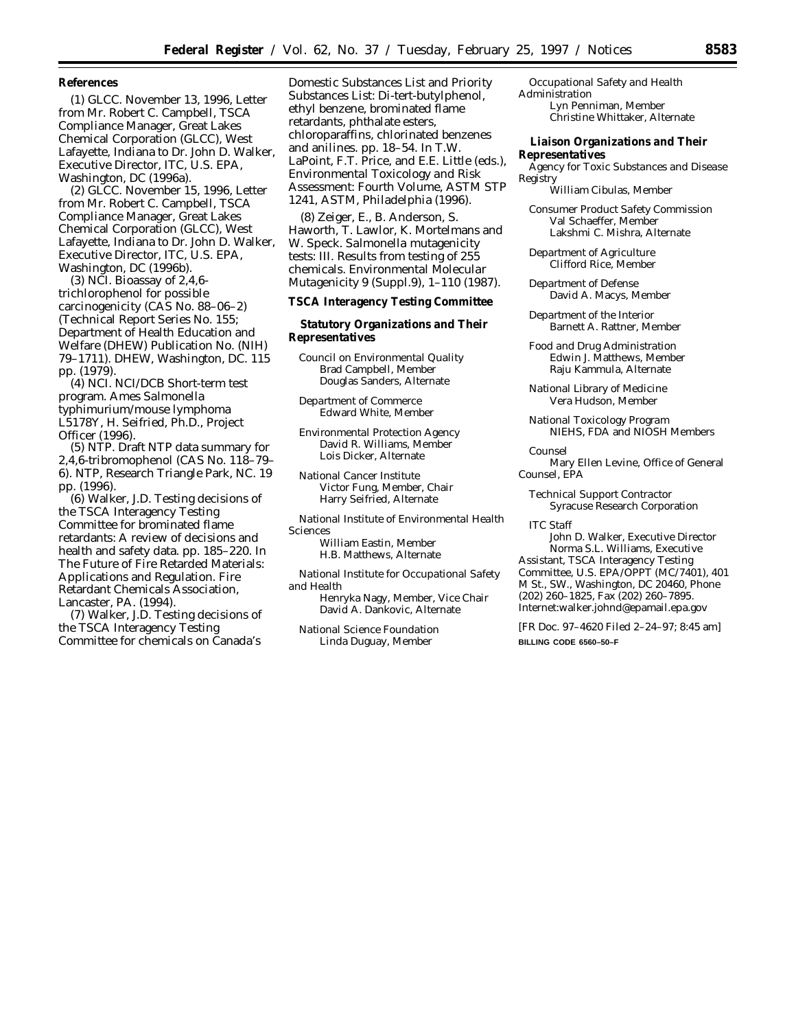**References**

(1) GLCC. November 13, 1996, Letter from Mr. Robert C. Campbell, TSCA Compliance Manager, Great Lakes Chemical Corporation (GLCC), West Lafayette, Indiana to Dr. John D. Walker, Executive Director, ITC, U.S. EPA, Washington, DC (1996a).

(2) GLCC. November 15, 1996, Letter from Mr. Robert C. Campbell, TSCA Compliance Manager, Great Lakes Chemical Corporation (GLCC), West Lafayette, Indiana to Dr. John D. Walker, Executive Director, ITC, U.S. EPA, Washington, DC (1996b).

(3) NCI. Bioassay of 2,4,6-trichlorophenol for possible carcinogenicity (CAS No. 88–06–2) (Technical Report Series No. 155; Department of Health Education and Welfare (DHEW) Publication No. (NIH) 79–1711). DHEW, Washington, DC. 115 pp. (1979).

(4) NCI. NCI/DCB Short-term test program. Ames Salmonella typhimurium/mouse lymphoma L5178Y, H. Seifried, Ph.D., Project Officer (1996).

(5) NTP. Draft NTP data summary for 2,4,6-tribromophenol (CAS No. 118–79–6). NTP, Research Triangle Park, NC. 19 pp. (1996).

(6) Walker, J.D. Testing decisions of the TSCA Interagency Testing Committee for brominated flame retardants: A review of decisions and health and safety data. pp. 185–220. In The Future of Fire Retarded Materials: Applications and Regulation. Fire Retardant Chemicals Association, Lancaster, PA. (1994).

(7) Walker, J.D. Testing decisions of the TSCA Interagency Testing Committee for chemicals on Canada's Domestic Substances List and Priority Substances List: Di-tert-butylphenol, ethyl benzene, brominated flame retardants, phthalate esters, chloroparaffins, chlorinated benzenes and anilines. pp. 18–54. In T.W. LaPoint, F.T. Price, and E.E. Little (eds.), Environmental Toxicology and Risk Assessment: Fourth Volume, ASTM STP 1241, ASTM, Philadelphia (1996).

(8) Zeiger, E., B. Anderson, S. Haworth, T. Lawlor, K. Mortelmans and W. Speck. Salmonella mutagenicity tests: III. Results from testing of 255 chemicals. Environmental Molecular Mutagenicity 9 (Suppl.9), 1–110 (1987).

**TSCA Interagency Testing Committee**

**Statutory Organizations and Their Representatives**

Council on Environmental Quality
Brad Campbell, Member
Douglas Sanders, Alternate

Department of Commerce
Edward White, Member

Environmental Protection Agency
David R. Williams, Member
Lois Dicker, Alternate

National Cancer Institute
Victor Fung, Member, Chair
Harry Seifried, Alternate

National Institute of Environmental Health Sciences
William Eastin, Member
H.B. Matthews, Alternate

National Institute for Occupational Safety and Health
Henryka Nagy, Member, Vice Chair
David A. Dankovic, Alternate

National Science Foundation
Linda Duguay, Member

Occupational Safety and Health Administration
Lyn Penniman, Member
Christine Whittaker, Alternate

**Liaison Organizations and Their Representatives**

Agency for Toxic Substances and Disease Registry
William Cibulas, Member

Consumer Product Safety Commission
Val Schaeffer, Member
Lakshmi C. Mishra, Alternate

Department of Agriculture
Clifford Rice, Member

Department of Defense
David A. Macys, Member

Department of the Interior
Barnett A. Rattner, Member

Food and Drug Administration
Edwin J. Matthews, Member
Raju Kammula, Alternate

National Library of Medicine
Vera Hudson, Member

National Toxicology Program
NIEHS, FDA and NIOSH Members

Counsel
Mary Ellen Levine, Office of General Counsel, EPA

Technical Support Contractor
Syracuse Research Corporation

ITC Staff
John D. Walker, Executive Director
Norma S.L. Williams, Executive Assistant, TSCA Interagency Testing Committee, U.S. EPA/OPPT (MC/7401), 401 M St., SW., Washington, DC 20460, Phone (202) 260–1825, Fax (202) 260–7895. Internet:walker.johnd@epamail.epa.gov

[FR Doc. 97–4620 Filed 2–24–97; 8:45 am]

**BILLING CODE 6560–50–F**